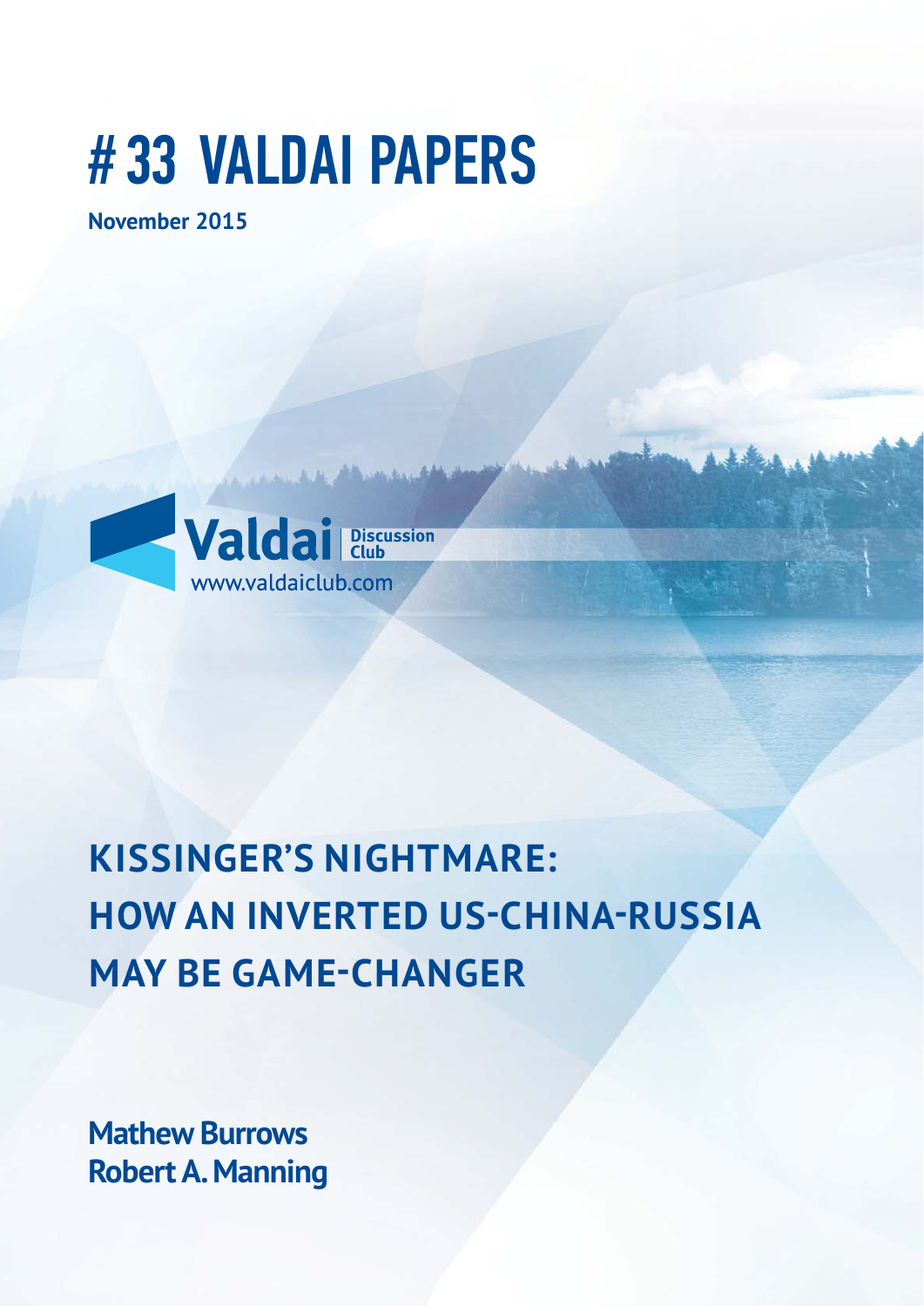# # 33 VALDAI PAPERS

**November 2015**

Valdai Discussion Club
www.valdaiclub.com

# KISSINGER'S NIGHTMARE: HOW AN INVERTED US-CHINA-RUSSIA MAY BE GAME-CHANGER

**Mathew Burrows**
**Robert A. Manning**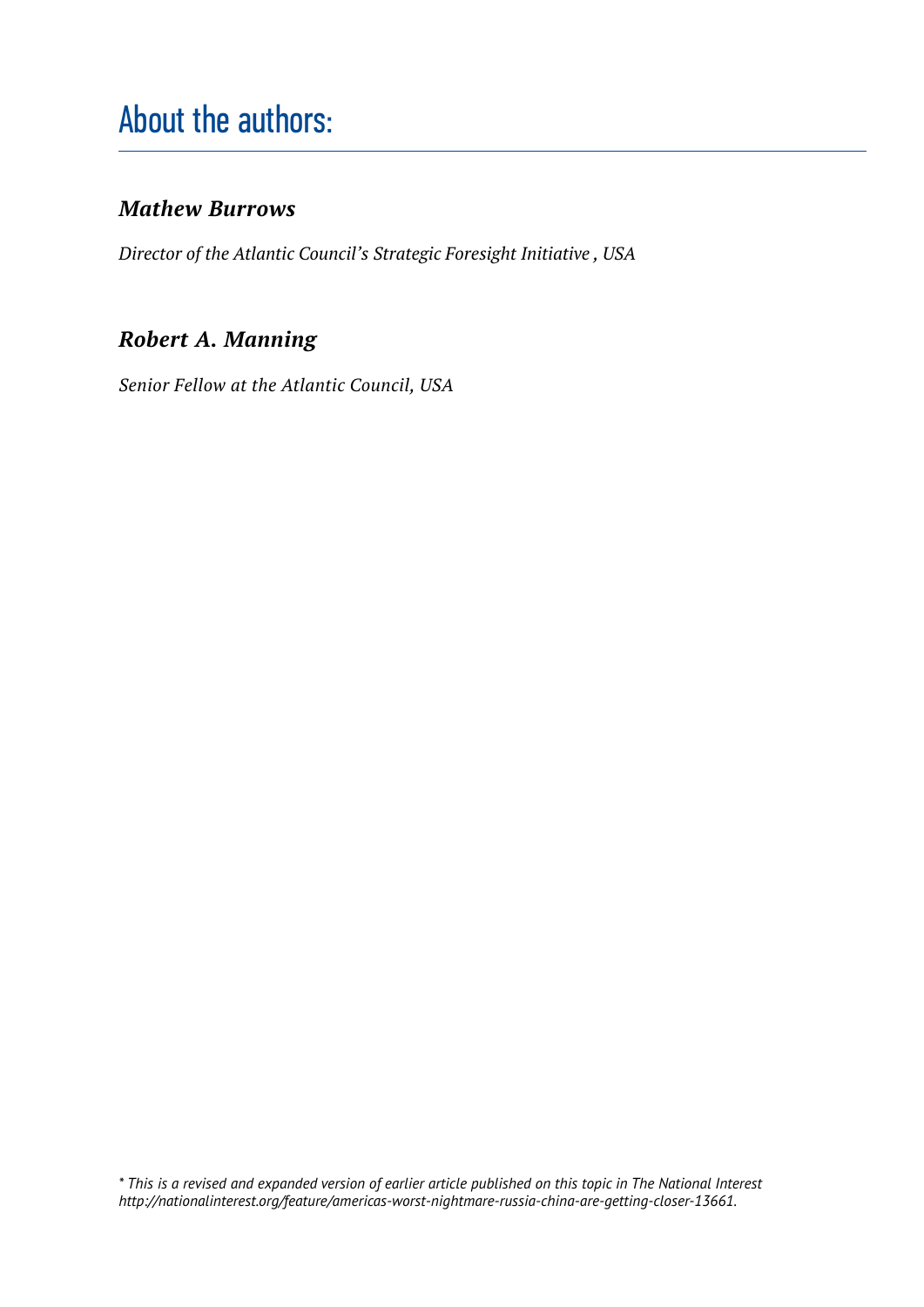# About the authors:

***Mathew Burrows***

*Director of the Atlantic Council's Strategic Foresight Initiative , USA*

***Robert A. Manning***

*Senior Fellow at the Atlantic Council, USA*

*\* This is a revised and expanded version of earlier article published on this topic in The National Interest http://nationalinterest.org/feature/americas-worst-nightmare-russia-china-are-getting-closer-13661.*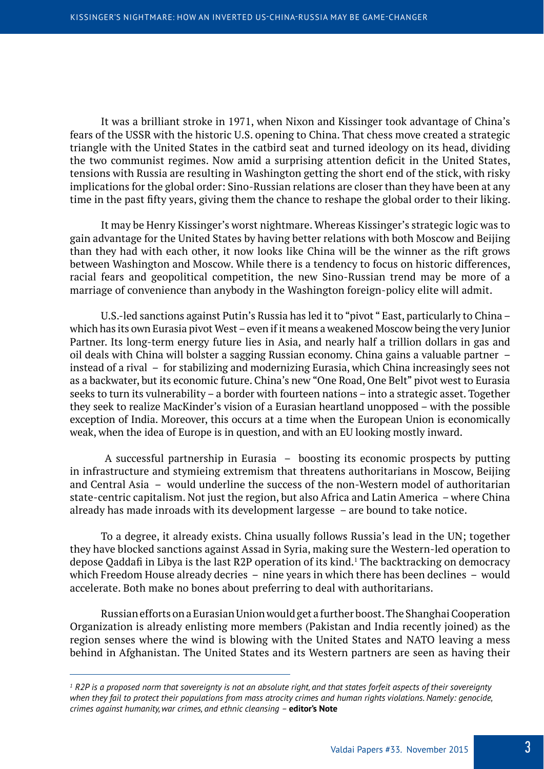It was a brilliant stroke in 1971, when Nixon and Kissinger took advantage of China's fears of the USSR with the historic U.S. opening to China. That chess move created a strategic triangle with the United States in the catbird seat and turned ideology on its head, dividing the two communist regimes. Now amid a surprising attention deficit in the United States, tensions with Russia are resulting in Washington getting the short end of the stick, with risky implications for the global order: Sino-Russian relations are closer than they have been at any time in the past fifty years, giving them the chance to reshape the global order to their liking.

It may be Henry Kissinger's worst nightmare. Whereas Kissinger's strategic logic was to gain advantage for the United States by having better relations with both Moscow and Beijing than they had with each other, it now looks like China will be the winner as the rift grows between Washington and Moscow. While there is a tendency to focus on historic differences, racial fears and geopolitical competition, the new Sino-Russian trend may be more of a marriage of convenience than anybody in the Washington foreign-policy elite will admit.

U.S.-led sanctions against Putin's Russia has led it to "pivot " East, particularly to China – which has its own Eurasia pivot West – even if it means a weakened Moscow being the very Junior Partner. Its long-term energy future lies in Asia, and nearly half a trillion dollars in gas and oil deals with China will bolster a sagging Russian economy. China gains a valuable partner – instead of a rival – for stabilizing and modernizing Eurasia, which China increasingly sees not as a backwater, but its economic future. China's new "One Road, One Belt" pivot west to Eurasia seeks to turn its vulnerability – a border with fourteen nations – into a strategic asset. Together they seek to realize MacKinder's vision of a Eurasian heartland unopposed – with the possible exception of India. Moreover, this occurs at a time when the European Union is economically weak, when the idea of Europe is in question, and with an EU looking mostly inward.

A successful partnership in Eurasia – boosting its economic prospects by putting in infrastructure and stymieing extremism that threatens authoritarians in Moscow, Beijing and Central Asia – would underline the success of the non-Western model of authoritarian state-centric capitalism. Not just the region, but also Africa and Latin America – where China already has made inroads with its development largesse – are bound to take notice.

To a degree, it already exists. China usually follows Russia's lead in the UN; together they have blocked sanctions against Assad in Syria, making sure the Western-led operation to depose Qaddafi in Libya is the last R2P operation of its kind.[1] The backtracking on democracy which Freedom House already decries – nine years in which there has been declines – would accelerate. Both make no bones about preferring to deal with authoritarians.

Russian efforts on a Eurasian Union would get a further boost. The Shanghai Cooperation Organization is already enlisting more members (Pakistan and India recently joined) as the region senses where the wind is blowing with the United States and NATO leaving a mess behind in Afghanistan. The United States and its Western partners are seen as having their

---

*[1] R2P is a proposed norm that sovereignty is not an absolute right, and that states forfeit aspects of their sovereignty when they fail to protect their populations from mass atrocity crimes and human rights violations. Namely: genocide, crimes against humanity, war crimes, and ethnic cleansing* – **editor's Note**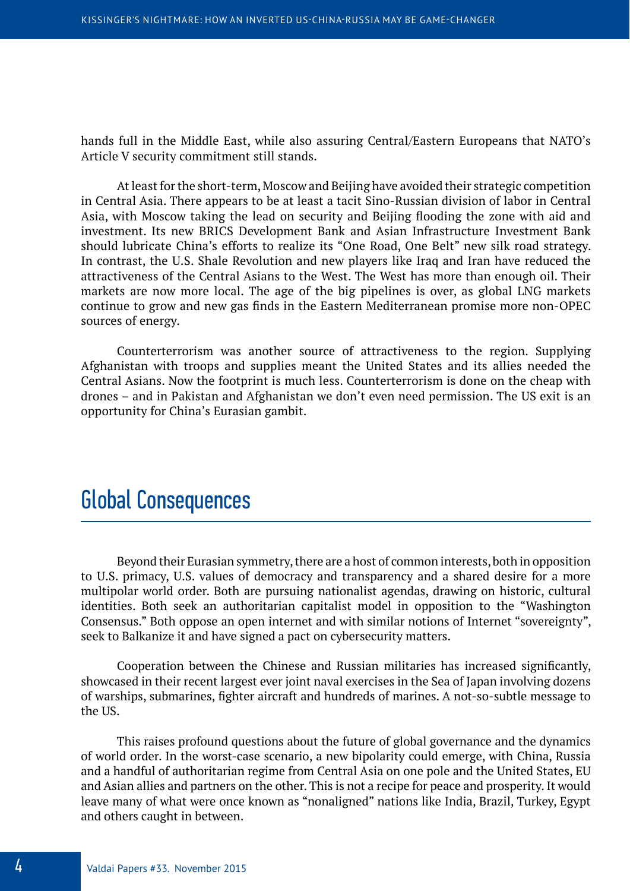hands full in the Middle East, while also assuring Central/Eastern Europeans that NATO's Article V security commitment still stands.

At least for the short-term, Moscow and Beijing have avoided their strategic competition in Central Asia. There appears to be at least a tacit Sino-Russian division of labor in Central Asia, with Moscow taking the lead on security and Beijing flooding the zone with aid and investment. Its new BRICS Development Bank and Asian Infrastructure Investment Bank should lubricate China's efforts to realize its "One Road, One Belt" new silk road strategy. In contrast, the U.S. Shale Revolution and new players like Iraq and Iran have reduced the attractiveness of the Central Asians to the West. The West has more than enough oil. Their markets are now more local. The age of the big pipelines is over, as global LNG markets continue to grow and new gas finds in the Eastern Mediterranean promise more non-OPEC sources of energy.

Counterterrorism was another source of attractiveness to the region. Supplying Afghanistan with troops and supplies meant the United States and its allies needed the Central Asians. Now the footprint is much less. Counterterrorism is done on the cheap with drones – and in Pakistan and Afghanistan we don't even need permission. The US exit is an opportunity for China's Eurasian gambit.

## Global Consequences

Beyond their Eurasian symmetry, there are a host of common interests, both in opposition to U.S. primacy, U.S. values of democracy and transparency and a shared desire for a more multipolar world order. Both are pursuing nationalist agendas, drawing on historic, cultural identities. Both seek an authoritarian capitalist model in opposition to the "Washington Consensus." Both oppose an open internet and with similar notions of Internet "sovereignty", seek to Balkanize it and have signed a pact on cybersecurity matters.

Cooperation between the Chinese and Russian militaries has increased significantly, showcased in their recent largest ever joint naval exercises in the Sea of Japan involving dozens of warships, submarines, fighter aircraft and hundreds of marines. A not-so-subtle message to the US.

This raises profound questions about the future of global governance and the dynamics of world order. In the worst-case scenario, a new bipolarity could emerge, with China, Russia and a handful of authoritarian regime from Central Asia on one pole and the United States, EU and Asian allies and partners on the other. This is not a recipe for peace and prosperity. It would leave many of what were once known as "nonaligned" nations like India, Brazil, Turkey, Egypt and others caught in between.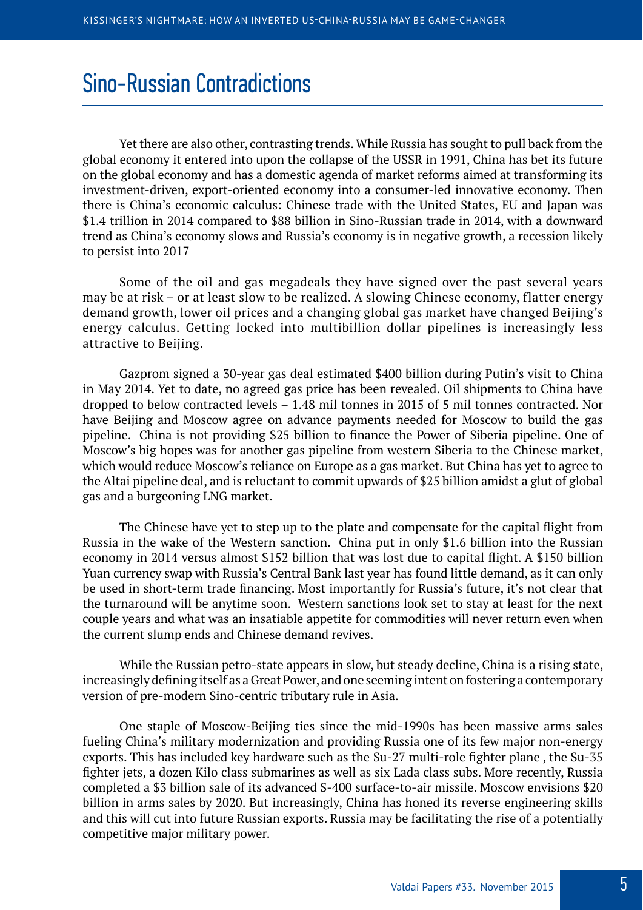## Sino-Russian Contradictions

Yet there are also other, contrasting trends. While Russia has sought to pull back from the global economy it entered into upon the collapse of the USSR in 1991, China has bet its future on the global economy and has a domestic agenda of market reforms aimed at transforming its investment-driven, export-oriented economy into a consumer-led innovative economy. Then there is China's economic calculus: Chinese trade with the United States, EU and Japan was $1.4 trillion in 2014 compared to $88 billion in Sino-Russian trade in 2014, with a downward trend as China's economy slows and Russia's economy is in negative growth, a recession likely to persist into 2017

Some of the oil and gas megadeals they have signed over the past several years may be at risk – or at least slow to be realized. A slowing Chinese economy, flatter energy demand growth, lower oil prices and a changing global gas market have changed Beijing's energy calculus. Getting locked into multibillion dollar pipelines is increasingly less attractive to Beijing.

Gazprom signed a 30-year gas deal estimated $400 billion during Putin's visit to China in May 2014. Yet to date, no agreed gas price has been revealed. Oil shipments to China have dropped to below contracted levels – 1.48 mil tonnes in 2015 of 5 mil tonnes contracted. Nor have Beijing and Moscow agree on advance payments needed for Moscow to build the gas pipeline. China is not providing $25 billion to finance the Power of Siberia pipeline. One of Moscow's big hopes was for another gas pipeline from western Siberia to the Chinese market, which would reduce Moscow's reliance on Europe as a gas market. But China has yet to agree to the Altai pipeline deal, and is reluctant to commit upwards of $25 billion amidst a glut of global gas and a burgeoning LNG market.

The Chinese have yet to step up to the plate and compensate for the capital flight from Russia in the wake of the Western sanction. China put in only $1.6 billion into the Russian economy in 2014 versus almost $152 billion that was lost due to capital flight. A $150 billion Yuan currency swap with Russia's Central Bank last year has found little demand, as it can only be used in short-term trade financing. Most importantly for Russia's future, it's not clear that the turnaround will be anytime soon. Western sanctions look set to stay at least for the next couple years and what was an insatiable appetite for commodities will never return even when the current slump ends and Chinese demand revives.

While the Russian petro-state appears in slow, but steady decline, China is a rising state, increasingly defining itself as a Great Power, and one seeming intent on fostering a contemporary version of pre-modern Sino-centric tributary rule in Asia.

One staple of Moscow-Beijing ties since the mid-1990s has been massive arms sales fueling China's military modernization and providing Russia one of its few major non-energy exports. This has included key hardware such as the Su-27 multi-role fighter plane , the Su-35 fighter jets, a dozen Kilo class submarines as well as six Lada class subs. More recently, Russia completed a $3 billion sale of its advanced S-400 surface-to-air missile. Moscow envisions $20 billion in arms sales by 2020. But increasingly, China has honed its reverse engineering skills and this will cut into future Russian exports. Russia may be facilitating the rise of a potentially competitive major military power.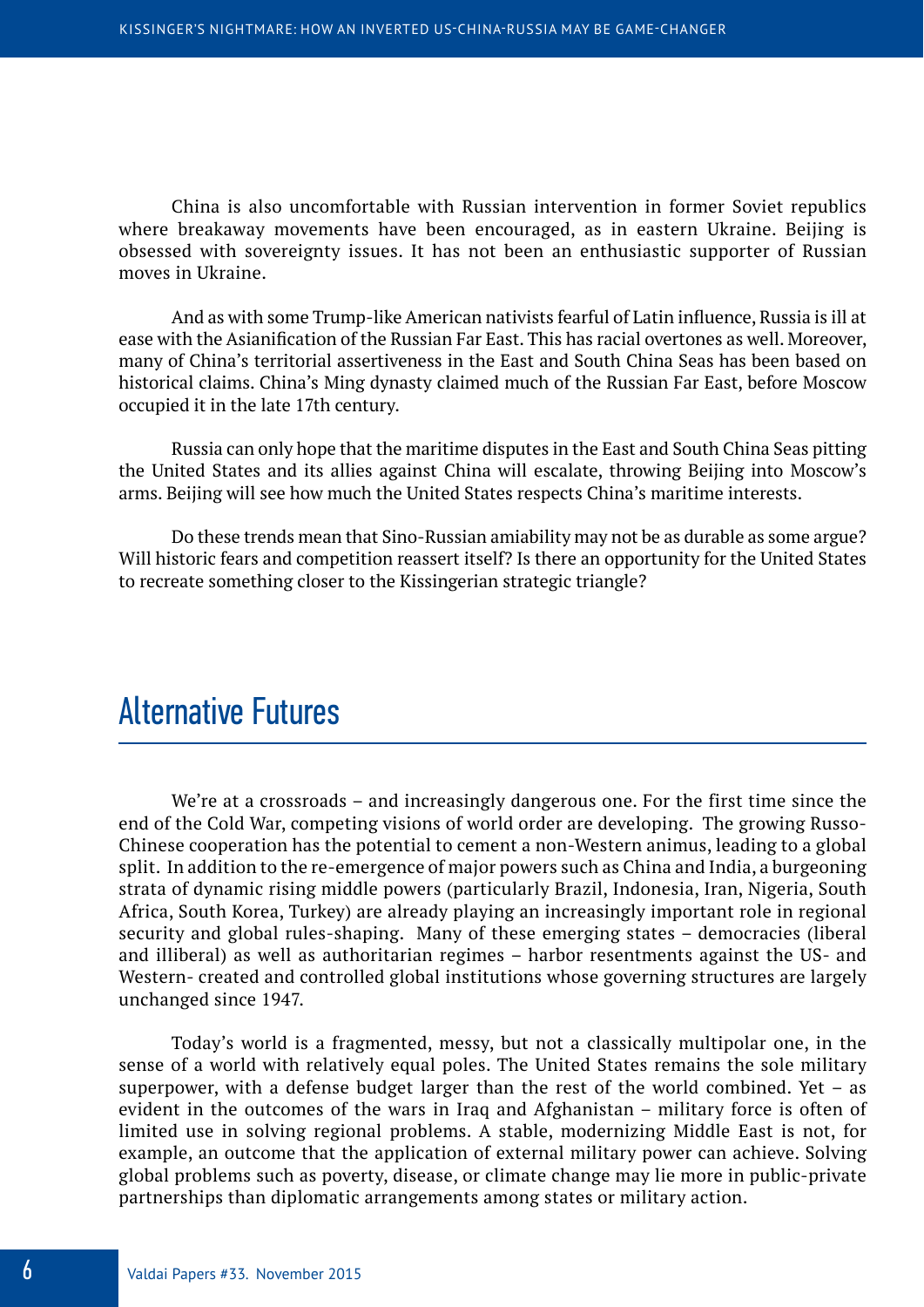China is also uncomfortable with Russian intervention in former Soviet republics where breakaway movements have been encouraged, as in eastern Ukraine. Beijing is obsessed with sovereignty issues. It has not been an enthusiastic supporter of Russian moves in Ukraine.

And as with some Trump-like American nativists fearful of Latin influence, Russia is ill at ease with the Asianification of the Russian Far East. This has racial overtones as well. Moreover, many of China's territorial assertiveness in the East and South China Seas has been based on historical claims. China's Ming dynasty claimed much of the Russian Far East, before Moscow occupied it in the late 17th century.

Russia can only hope that the maritime disputes in the East and South China Seas pitting the United States and its allies against China will escalate, throwing Beijing into Moscow's arms. Beijing will see how much the United States respects China's maritime interests.

Do these trends mean that Sino-Russian amiability may not be as durable as some argue? Will historic fears and competition reassert itself? Is there an opportunity for the United States to recreate something closer to the Kissingerian strategic triangle?

## Alternative Futures

We're at a crossroads – and increasingly dangerous one. For the first time since the end of the Cold War, competing visions of world order are developing. The growing Russo-Chinese cooperation has the potential to cement a non-Western animus, leading to a global split. In addition to the re-emergence of major powers such as China and India, a burgeoning strata of dynamic rising middle powers (particularly Brazil, Indonesia, Iran, Nigeria, South Africa, South Korea, Turkey) are already playing an increasingly important role in regional security and global rules-shaping. Many of these emerging states – democracies (liberal and illiberal) as well as authoritarian regimes – harbor resentments against the US- and Western- created and controlled global institutions whose governing structures are largely unchanged since 1947.

Today's world is a fragmented, messy, but not a classically multipolar one, in the sense of a world with relatively equal poles. The United States remains the sole military superpower, with a defense budget larger than the rest of the world combined. Yet – as evident in the outcomes of the wars in Iraq and Afghanistan – military force is often of limited use in solving regional problems. A stable, modernizing Middle East is not, for example, an outcome that the application of external military power can achieve. Solving global problems such as poverty, disease, or climate change may lie more in public-private partnerships than diplomatic arrangements among states or military action.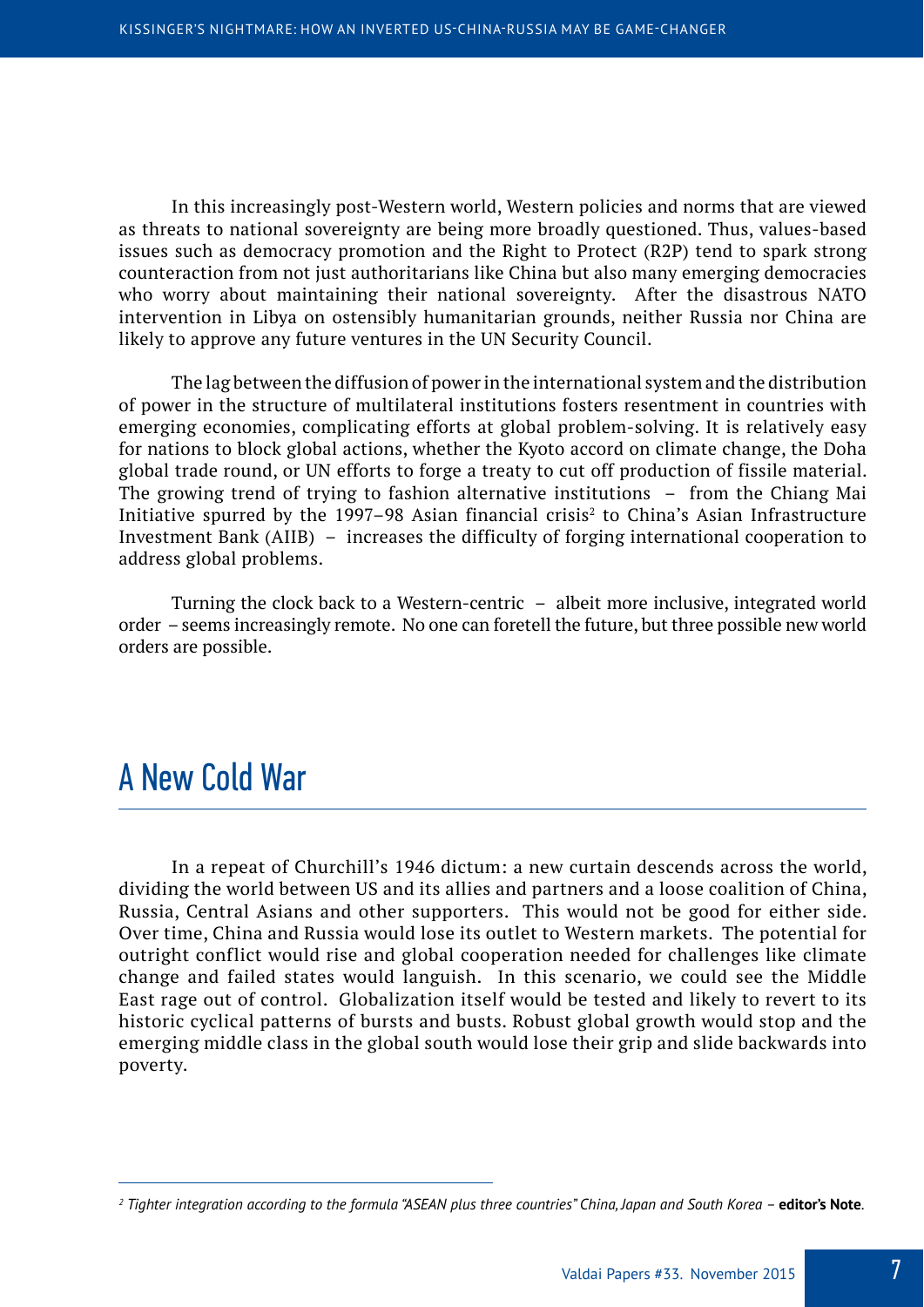In this increasingly post-Western world, Western policies and norms that are viewed as threats to national sovereignty are being more broadly questioned. Thus, values-based issues such as democracy promotion and the Right to Protect (R2P) tend to spark strong counteraction from not just authoritarians like China but also many emerging democracies who worry about maintaining their national sovereignty. After the disastrous NATO intervention in Libya on ostensibly humanitarian grounds, neither Russia nor China are likely to approve any future ventures in the UN Security Council.

The lag between the diffusion of power in the international system and the distribution of power in the structure of multilateral institutions fosters resentment in countries with emerging economies, complicating efforts at global problem-solving. It is relatively easy for nations to block global actions, whether the Kyoto accord on climate change, the Doha global trade round, or UN efforts to forge a treaty to cut off production of fissile material. The growing trend of trying to fashion alternative institutions – from the Chiang Mai Initiative spurred by the 1997–98 Asian financial crisis[2] to China's Asian Infrastructure Investment Bank (AIIB) – increases the difficulty of forging international cooperation to address global problems.

Turning the clock back to a Western-centric – albeit more inclusive, integrated world order – seems increasingly remote. No one can foretell the future, but three possible new world orders are possible.

## A New Cold War

In a repeat of Churchill's 1946 dictum: a new curtain descends across the world, dividing the world between US and its allies and partners and a loose coalition of China, Russia, Central Asians and other supporters. This would not be good for either side. Over time, China and Russia would lose its outlet to Western markets. The potential for outright conflict would rise and global cooperation needed for challenges like climate change and failed states would languish. In this scenario, we could see the Middle East rage out of control. Globalization itself would be tested and likely to revert to its historic cyclical patterns of bursts and busts. Robust global growth would stop and the emerging middle class in the global south would lose their grip and slide backwards into poverty.

---

[2] *Tighter integration according to the formula "ASEAN plus three countries" China, Japan and South Korea* – **editor's Note**.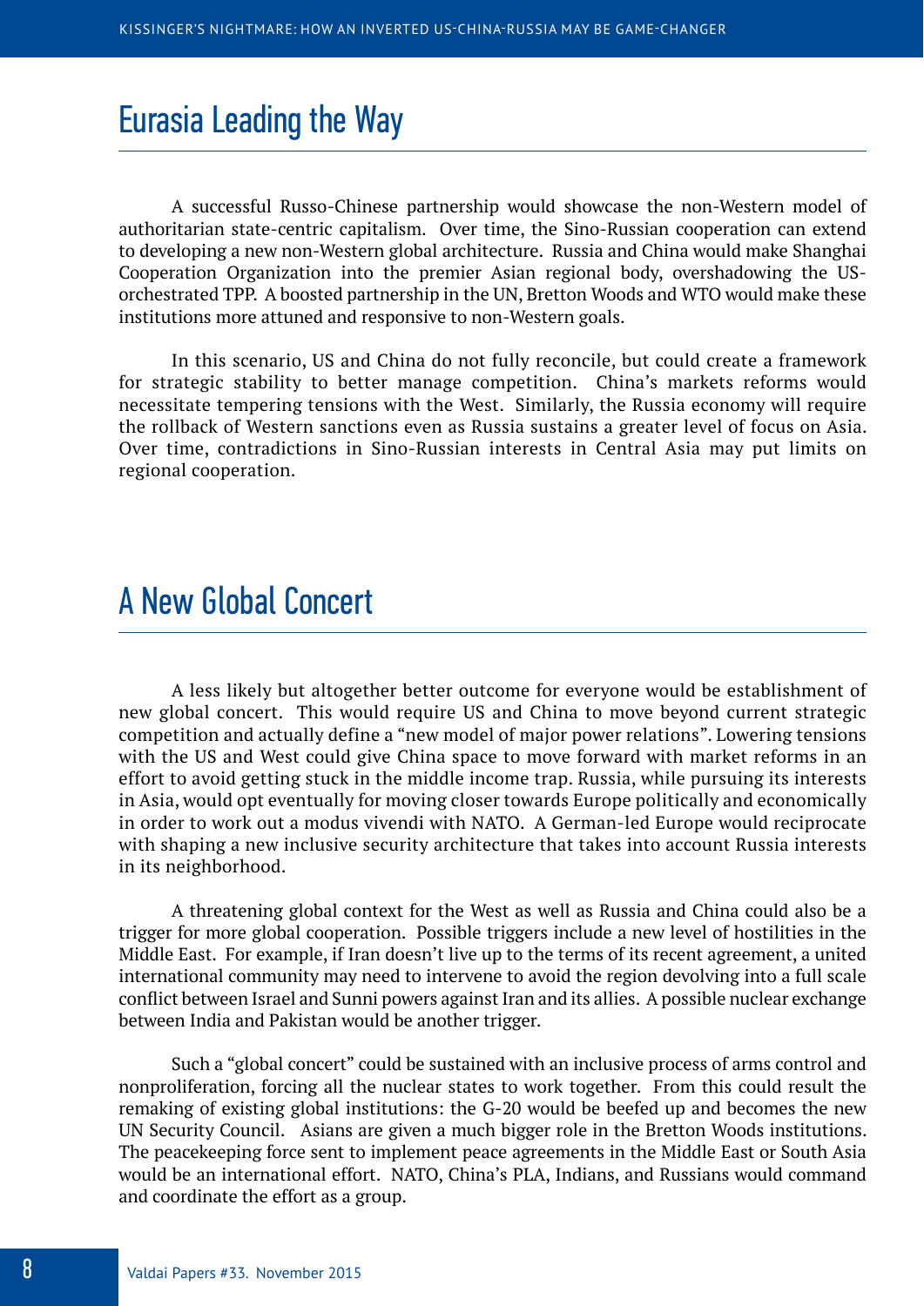## Eurasia Leading the Way

A successful Russo-Chinese partnership would showcase the non-Western model of authoritarian state-centric capitalism. Over time, the Sino-Russian cooperation can extend to developing a new non-Western global architecture. Russia and China would make Shanghai Cooperation Organization into the premier Asian regional body, overshadowing the US-orchestrated TPP. A boosted partnership in the UN, Bretton Woods and WTO would make these institutions more attuned and responsive to non-Western goals.

In this scenario, US and China do not fully reconcile, but could create a framework for strategic stability to better manage competition. China's markets reforms would necessitate tempering tensions with the West. Similarly, the Russia economy will require the rollback of Western sanctions even as Russia sustains a greater level of focus on Asia. Over time, contradictions in Sino-Russian interests in Central Asia may put limits on regional cooperation.

## A New Global Concert

A less likely but altogether better outcome for everyone would be establishment of new global concert. This would require US and China to move beyond current strategic competition and actually define a "new model of major power relations". Lowering tensions with the US and West could give China space to move forward with market reforms in an effort to avoid getting stuck in the middle income trap. Russia, while pursuing its interests in Asia, would opt eventually for moving closer towards Europe politically and economically in order to work out a modus vivendi with NATO. A German-led Europe would reciprocate with shaping a new inclusive security architecture that takes into account Russia interests in its neighborhood.

A threatening global context for the West as well as Russia and China could also be a trigger for more global cooperation. Possible triggers include a new level of hostilities in the Middle East. For example, if Iran doesn't live up to the terms of its recent agreement, a united international community may need to intervene to avoid the region devolving into a full scale conflict between Israel and Sunni powers against Iran and its allies. A possible nuclear exchange between India and Pakistan would be another trigger.

Such a "global concert" could be sustained with an inclusive process of arms control and nonproliferation, forcing all the nuclear states to work together. From this could result the remaking of existing global institutions: the G-20 would be beefed up and becomes the new UN Security Council. Asians are given a much bigger role in the Bretton Woods institutions. The peacekeeping force sent to implement peace agreements in the Middle East or South Asia would be an international effort. NATO, China's PLA, Indians, and Russians would command and coordinate the effort as a group.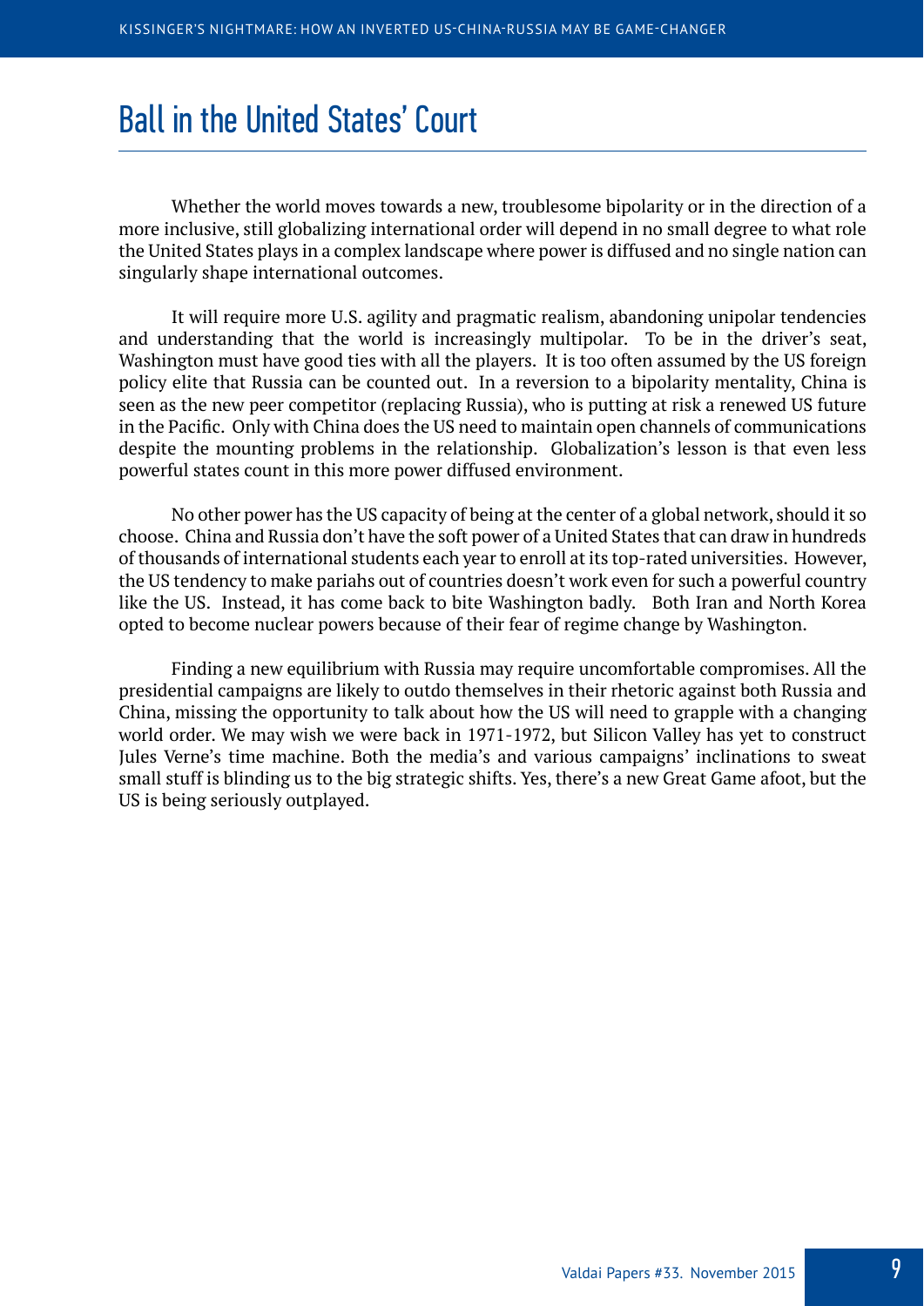## Ball in the United States' Court

Whether the world moves towards a new, troublesome bipolarity or in the direction of a more inclusive, still globalizing international order will depend in no small degree to what role the United States plays in a complex landscape where power is diffused and no single nation can singularly shape international outcomes.

It will require more U.S. agility and pragmatic realism, abandoning unipolar tendencies and understanding that the world is increasingly multipolar. To be in the driver's seat, Washington must have good ties with all the players. It is too often assumed by the US foreign policy elite that Russia can be counted out. In a reversion to a bipolarity mentality, China is seen as the new peer competitor (replacing Russia), who is putting at risk a renewed US future in the Pacific. Only with China does the US need to maintain open channels of communications despite the mounting problems in the relationship. Globalization's lesson is that even less powerful states count in this more power diffused environment.

No other power has the US capacity of being at the center of a global network, should it so choose. China and Russia don't have the soft power of a United States that can draw in hundreds of thousands of international students each year to enroll at its top-rated universities. However, the US tendency to make pariahs out of countries doesn't work even for such a powerful country like the US. Instead, it has come back to bite Washington badly. Both Iran and North Korea opted to become nuclear powers because of their fear of regime change by Washington.

Finding a new equilibrium with Russia may require uncomfortable compromises. All the presidential campaigns are likely to outdo themselves in their rhetoric against both Russia and China, missing the opportunity to talk about how the US will need to grapple with a changing world order. We may wish we were back in 1971-1972, but Silicon Valley has yet to construct Jules Verne's time machine. Both the media's and various campaigns' inclinations to sweat small stuff is blinding us to the big strategic shifts. Yes, there's a new Great Game afoot, but the US is being seriously outplayed.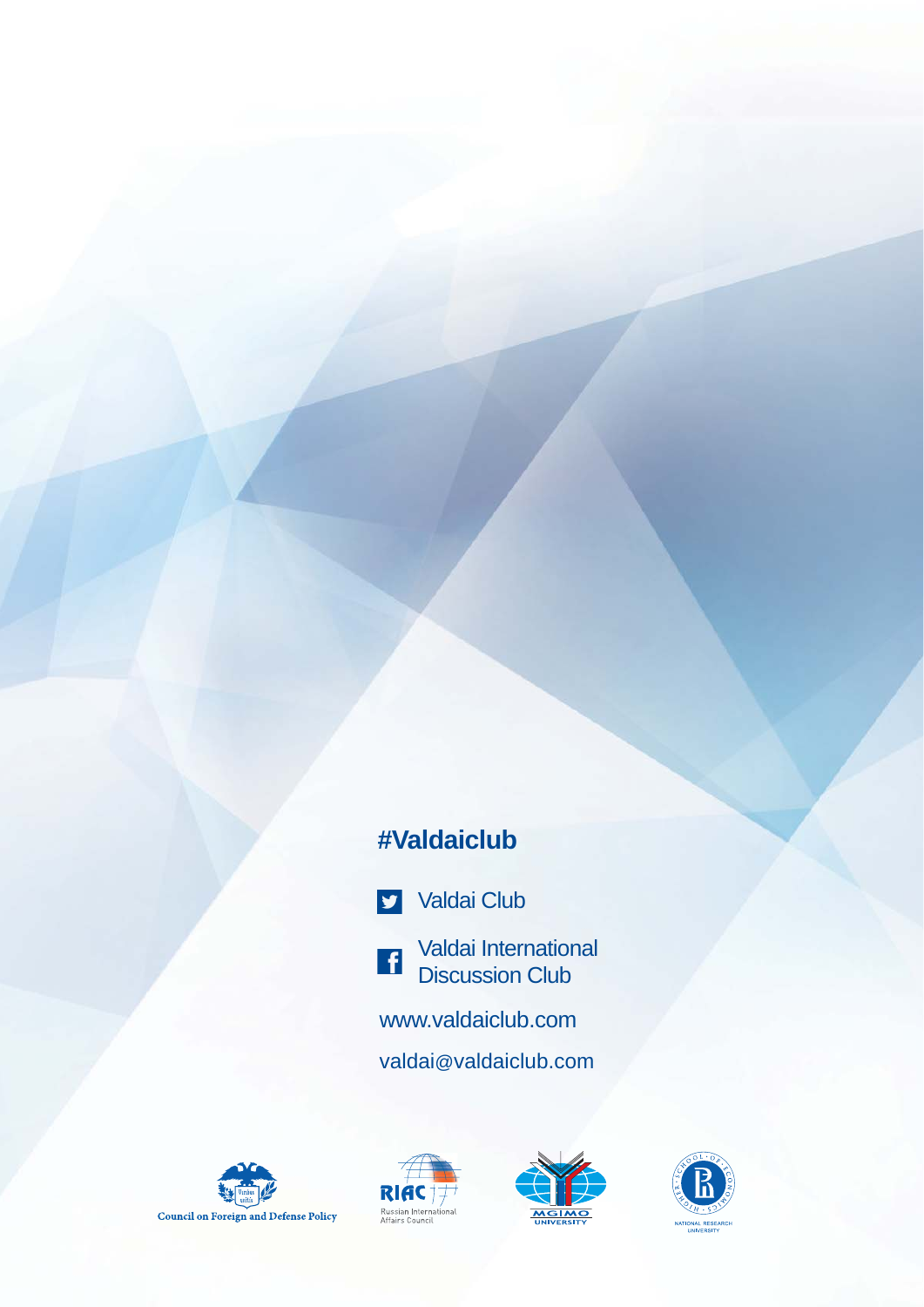#Valdaiclub

Valdai Club

Valdai International Discussion Club

www.valdaiclub.com

valdai@valdaiclub.com

Council on Foreign and Defense Policy

RIAC Russian International Affairs Council

MGIMO UNIVERSITY

NATIONAL RESEARCH UNIVERSITY